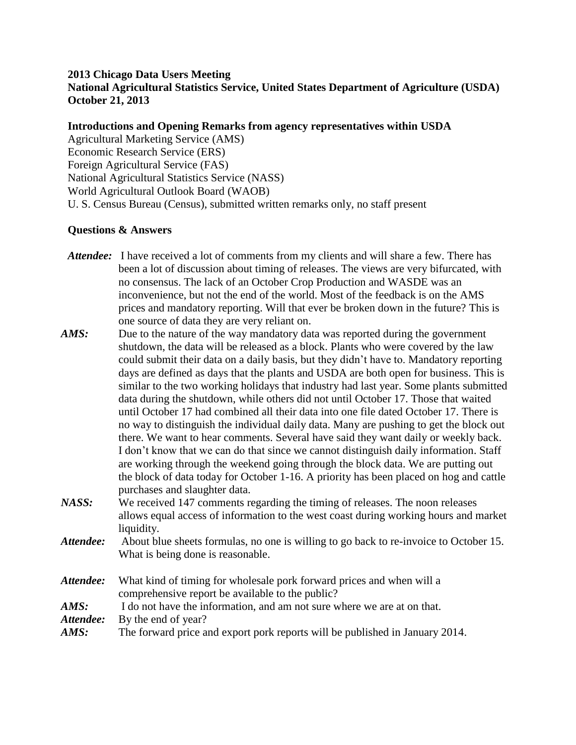**2013 Chicago Data Users Meeting**
**National Agricultural Statistics Service, United States Department of Agriculture (USDA)**
**October 21, 2013**

**Introductions and Opening Remarks from agency representatives within USDA**

Agricultural Marketing Service (AMS)
Economic Research Service (ERS)
Foreign Agricultural Service (FAS)
National Agricultural Statistics Service (NASS)
World Agricultural Outlook Board (WAOB)
U. S. Census Bureau (Census), submitted written remarks only, no staff present

**Questions & Answers**

***Attendee:*** I have received a lot of comments from my clients and will share a few. There has been a lot of discussion about timing of releases. The views are very bifurcated, with no consensus. The lack of an October Crop Production and WASDE was an inconvenience, but not the end of the world. Most of the feedback is on the AMS prices and mandatory reporting. Will that ever be broken down in the future? This is one source of data they are very reliant on.

***AMS:*** Due to the nature of the way mandatory data was reported during the government shutdown, the data will be released as a block. Plants who were covered by the law could submit their data on a daily basis, but they didn't have to. Mandatory reporting days are defined as days that the plants and USDA are both open for business. This is similar to the two working holidays that industry had last year. Some plants submitted data during the shutdown, while others did not until October 17. Those that waited until October 17 had combined all their data into one file dated October 17. There is no way to distinguish the individual daily data. Many are pushing to get the block out there. We want to hear comments. Several have said they want daily or weekly back. I don't know that we can do that since we cannot distinguish daily information. Staff are working through the weekend going through the block data. We are putting out the block of data today for October 1-16. A priority has been placed on hog and cattle purchases and slaughter data.

***NASS:*** We received 147 comments regarding the timing of releases. The noon releases allows equal access of information to the west coast during working hours and market liquidity.

***Attendee:*** About blue sheets formulas, no one is willing to go back to re-invoice to October 15. What is being done is reasonable.

***Attendee:*** What kind of timing for wholesale pork forward prices and when will a comprehensive report be available to the public?

***AMS:*** I do not have the information, and am not sure where we are at on that.

***Attendee:*** By the end of year?

***AMS:*** The forward price and export pork reports will be published in January 2014.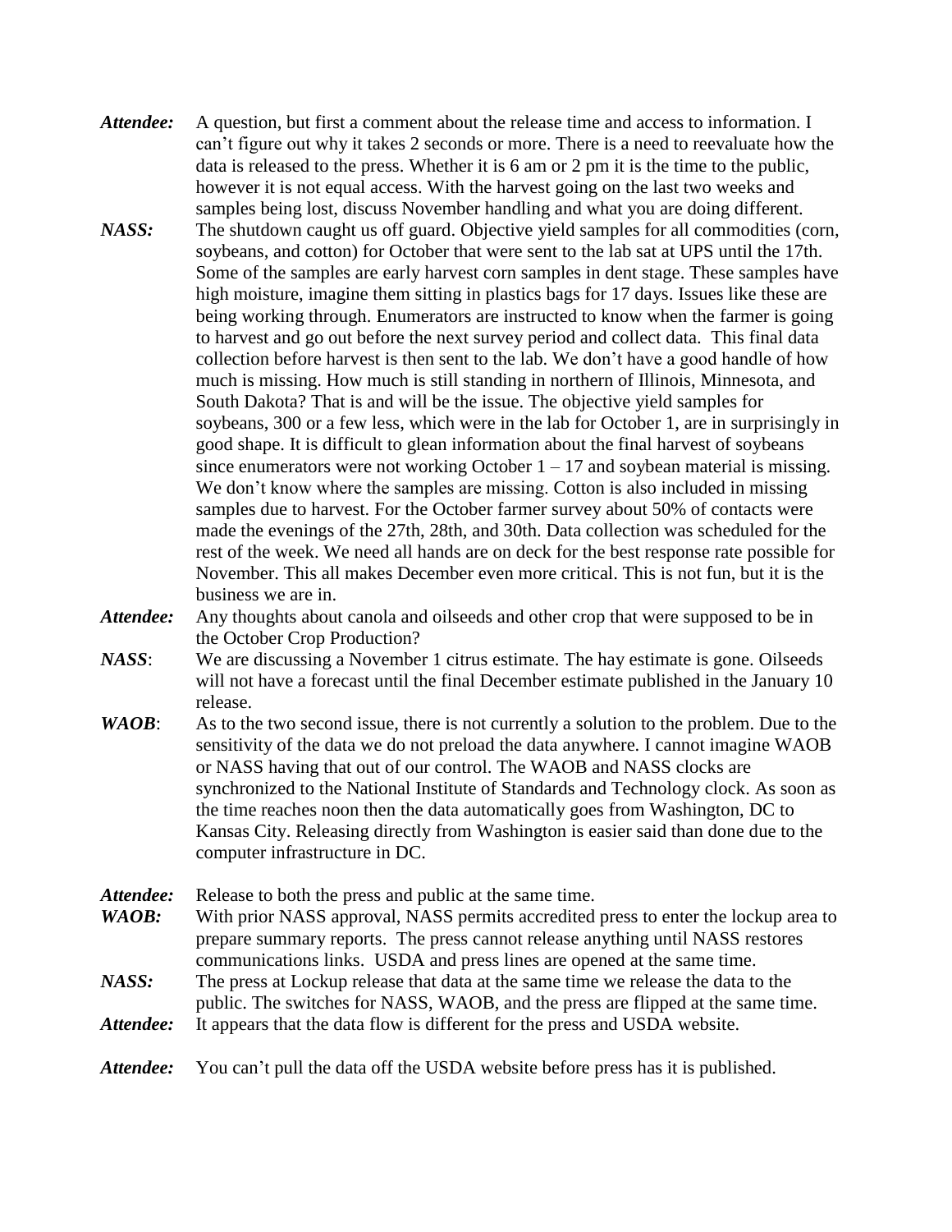***Attendee:*** A question, but first a comment about the release time and access to information. I can't figure out why it takes 2 seconds or more. There is a need to reevaluate how the data is released to the press. Whether it is 6 am or 2 pm it is the time to the public, however it is not equal access. With the harvest going on the last two weeks and samples being lost, discuss November handling and what you are doing different.

***NASS:*** The shutdown caught us off guard. Objective yield samples for all commodities (corn, soybeans, and cotton) for October that were sent to the lab sat at UPS until the 17th. Some of the samples are early harvest corn samples in dent stage. These samples have high moisture, imagine them sitting in plastics bags for 17 days. Issues like these are being working through. Enumerators are instructed to know when the farmer is going to harvest and go out before the next survey period and collect data. This final data collection before harvest is then sent to the lab. We don't have a good handle of how much is missing. How much is still standing in northern of Illinois, Minnesota, and South Dakota? That is and will be the issue. The objective yield samples for soybeans, 300 or a few less, which were in the lab for October 1, are in surprisingly in good shape. It is difficult to glean information about the final harvest of soybeans since enumerators were not working October 1 – 17 and soybean material is missing. We don't know where the samples are missing. Cotton is also included in missing samples due to harvest. For the October farmer survey about 50% of contacts were made the evenings of the 27th, 28th, and 30th. Data collection was scheduled for the rest of the week. We need all hands are on deck for the best response rate possible for November. This all makes December even more critical. This is not fun, but it is the business we are in.

***Attendee:*** Any thoughts about canola and oilseeds and other crop that were supposed to be in the October Crop Production?

***NASS***: We are discussing a November 1 citrus estimate. The hay estimate is gone. Oilseeds will not have a forecast until the final December estimate published in the January 10 release.

***WAOB***: As to the two second issue, there is not currently a solution to the problem. Due to the sensitivity of the data we do not preload the data anywhere. I cannot imagine WAOB or NASS having that out of our control. The WAOB and NASS clocks are synchronized to the National Institute of Standards and Technology clock. As soon as the time reaches noon then the data automatically goes from Washington, DC to Kansas City. Releasing directly from Washington is easier said than done due to the computer infrastructure in DC.

***Attendee:*** Release to both the press and public at the same time.

***WAOB:*** With prior NASS approval, NASS permits accredited press to enter the lockup area to prepare summary reports. The press cannot release anything until NASS restores communications links. USDA and press lines are opened at the same time.

***NASS:*** The press at Lockup release that data at the same time we release the data to the public. The switches for NASS, WAOB, and the press are flipped at the same time.

***Attendee:*** It appears that the data flow is different for the press and USDA website.

***Attendee:*** You can't pull the data off the USDA website before press has it is published.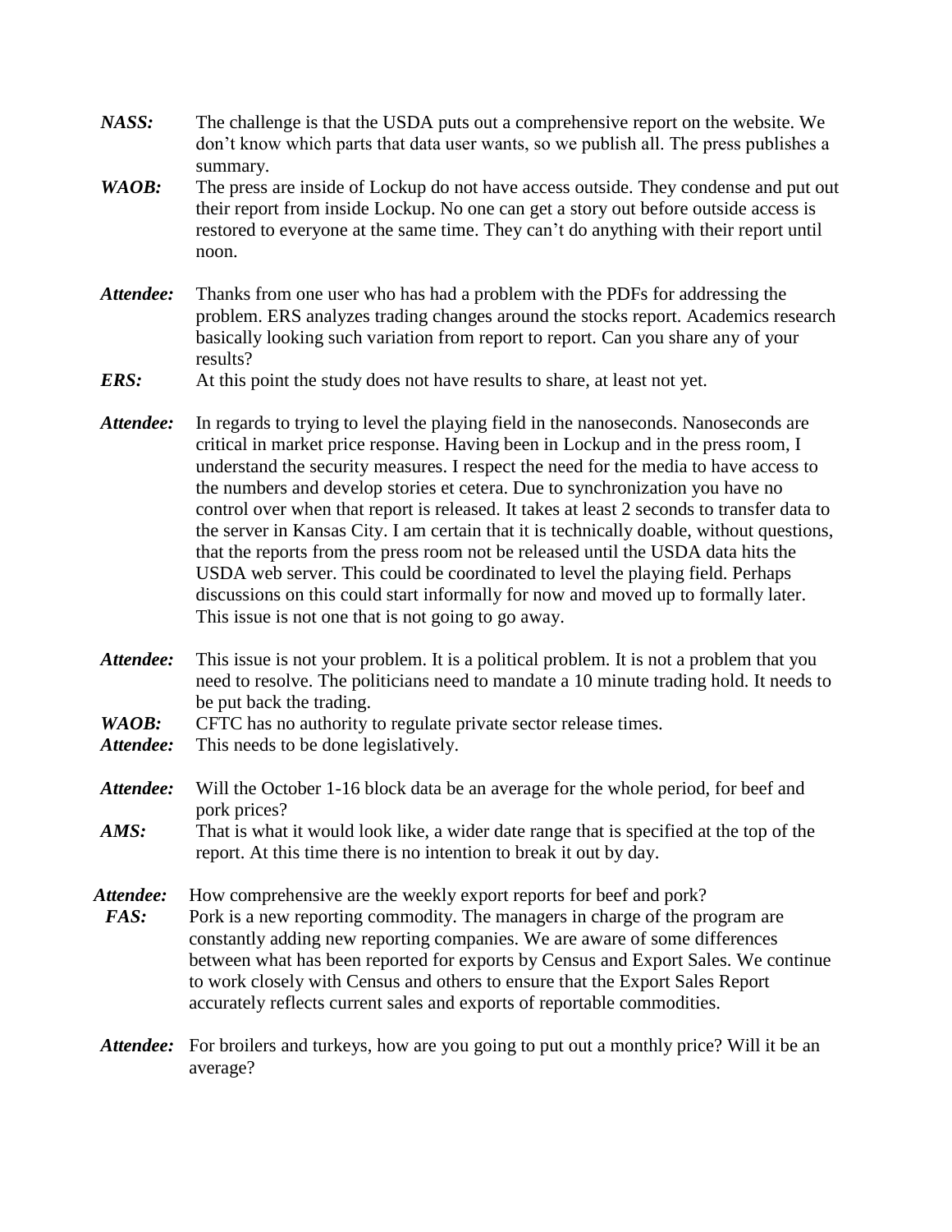***NASS:*** The challenge is that the USDA puts out a comprehensive report on the website. We don't know which parts that data user wants, so we publish all. The press publishes a summary.

***WAOB:*** The press are inside of Lockup do not have access outside. They condense and put out their report from inside Lockup. No one can get a story out before outside access is restored to everyone at the same time. They can't do anything with their report until noon.

***Attendee:*** Thanks from one user who has had a problem with the PDFs for addressing the problem. ERS analyzes trading changes around the stocks report. Academics research basically looking such variation from report to report. Can you share any of your results?

***ERS:*** At this point the study does not have results to share, at least not yet.

***Attendee:*** In regards to trying to level the playing field in the nanoseconds. Nanoseconds are critical in market price response. Having been in Lockup and in the press room, I understand the security measures. I respect the need for the media to have access to the numbers and develop stories et cetera. Due to synchronization you have no control over when that report is released. It takes at least 2 seconds to transfer data to the server in Kansas City. I am certain that it is technically doable, without questions, that the reports from the press room not be released until the USDA data hits the USDA web server. This could be coordinated to level the playing field. Perhaps discussions on this could start informally for now and moved up to formally later. This issue is not one that is not going to go away.

***Attendee:*** This issue is not your problem. It is a political problem. It is not a problem that you need to resolve. The politicians need to mandate a 10 minute trading hold. It needs to be put back the trading.

***WAOB:*** CFTC has no authority to regulate private sector release times.

***Attendee:*** This needs to be done legislatively.

***Attendee:*** Will the October 1-16 block data be an average for the whole period, for beef and pork prices?

***AMS:*** That is what it would look like, a wider date range that is specified at the top of the report. At this time there is no intention to break it out by day.

***Attendee:*** How comprehensive are the weekly export reports for beef and pork?

***FAS:*** Pork is a new reporting commodity. The managers in charge of the program are constantly adding new reporting companies. We are aware of some differences between what has been reported for exports by Census and Export Sales. We continue to work closely with Census and others to ensure that the Export Sales Report accurately reflects current sales and exports of reportable commodities.

***Attendee:*** For broilers and turkeys, how are you going to put out a monthly price? Will it be an average?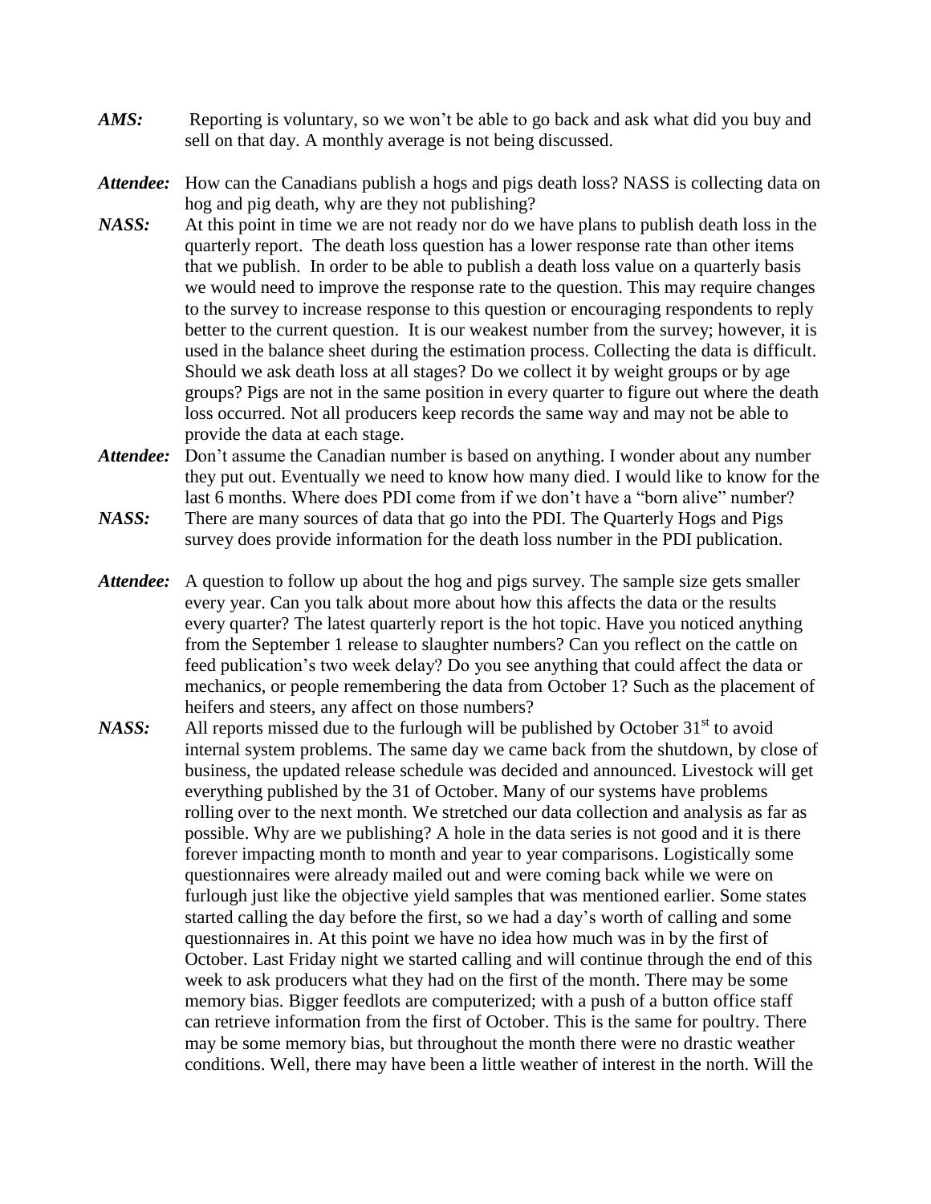***AMS:*** Reporting is voluntary, so we won't be able to go back and ask what did you buy and sell on that day. A monthly average is not being discussed.

***Attendee:*** How can the Canadians publish a hogs and pigs death loss? NASS is collecting data on hog and pig death, why are they not publishing?

***NASS:*** At this point in time we are not ready nor do we have plans to publish death loss in the quarterly report. The death loss question has a lower response rate than other items that we publish. In order to be able to publish a death loss value on a quarterly basis we would need to improve the response rate to the question. This may require changes to the survey to increase response to this question or encouraging respondents to reply better to the current question. It is our weakest number from the survey; however, it is used in the balance sheet during the estimation process. Collecting the data is difficult. Should we ask death loss at all stages? Do we collect it by weight groups or by age groups? Pigs are not in the same position in every quarter to figure out where the death loss occurred. Not all producers keep records the same way and may not be able to provide the data at each stage.

***Attendee:*** Don't assume the Canadian number is based on anything. I wonder about any number they put out. Eventually we need to know how many died. I would like to know for the last 6 months. Where does PDI come from if we don't have a "born alive" number?

***NASS:*** There are many sources of data that go into the PDI. The Quarterly Hogs and Pigs survey does provide information for the death loss number in the PDI publication.

***Attendee:*** A question to follow up about the hog and pigs survey. The sample size gets smaller every year. Can you talk about more about how this affects the data or the results every quarter? The latest quarterly report is the hot topic. Have you noticed anything from the September 1 release to slaughter numbers? Can you reflect on the cattle on feed publication's two week delay? Do you see anything that could affect the data or mechanics, or people remembering the data from October 1? Such as the placement of heifers and steers, any affect on those numbers?

***NASS:*** All reports missed due to the furlough will be published by October 31st to avoid internal system problems. The same day we came back from the shutdown, by close of business, the updated release schedule was decided and announced. Livestock will get everything published by the 31 of October. Many of our systems have problems rolling over to the next month. We stretched our data collection and analysis as far as possible. Why are we publishing? A hole in the data series is not good and it is there forever impacting month to month and year to year comparisons. Logistically some questionnaires were already mailed out and were coming back while we were on furlough just like the objective yield samples that was mentioned earlier. Some states started calling the day before the first, so we had a day's worth of calling and some questionnaires in. At this point we have no idea how much was in by the first of October. Last Friday night we started calling and will continue through the end of this week to ask producers what they had on the first of the month. There may be some memory bias. Bigger feedlots are computerized; with a push of a button office staff can retrieve information from the first of October. This is the same for poultry. There may be some memory bias, but throughout the month there were no drastic weather conditions. Well, there may have been a little weather of interest in the north. Will the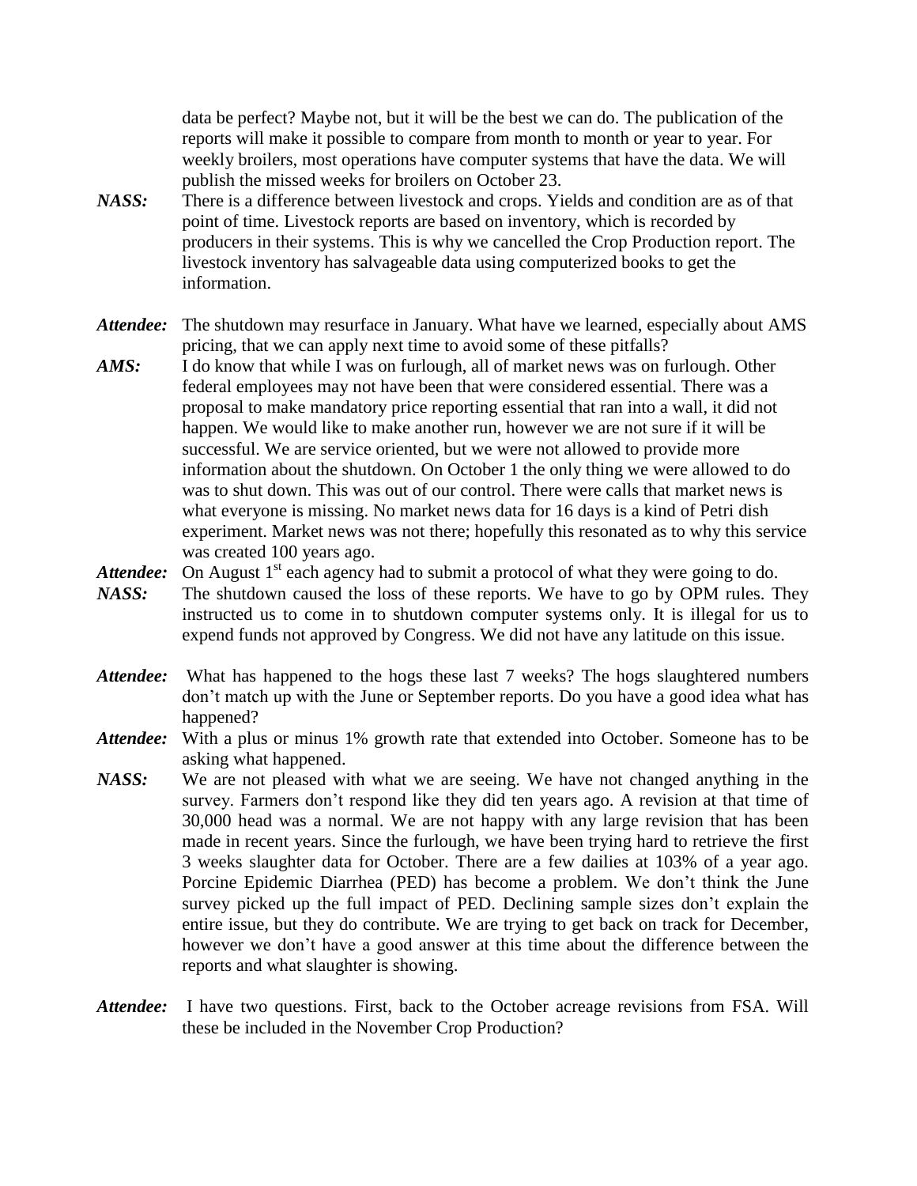data be perfect? Maybe not, but it will be the best we can do. The publication of the reports will make it possible to compare from month to month or year to year. For weekly broilers, most operations have computer systems that have the data. We will publish the missed weeks for broilers on October 23.

***NASS:*** There is a difference between livestock and crops. Yields and condition are as of that point of time. Livestock reports are based on inventory, which is recorded by producers in their systems. This is why we cancelled the Crop Production report. The livestock inventory has salvageable data using computerized books to get the information.

***Attendee:*** The shutdown may resurface in January. What have we learned, especially about AMS pricing, that we can apply next time to avoid some of these pitfalls?

***AMS:*** I do know that while I was on furlough, all of market news was on furlough. Other federal employees may not have been that were considered essential. There was a proposal to make mandatory price reporting essential that ran into a wall, it did not happen. We would like to make another run, however we are not sure if it will be successful. We are service oriented, but we were not allowed to provide more information about the shutdown. On October 1 the only thing we were allowed to do was to shut down. This was out of our control. There were calls that market news is what everyone is missing. No market news data for 16 days is a kind of Petri dish experiment. Market news was not there; hopefully this resonated as to why this service was created 100 years ago.

***Attendee:*** On August 1st each agency had to submit a protocol of what they were going to do.

***NASS:*** The shutdown caused the loss of these reports. We have to go by OPM rules. They instructed us to come in to shutdown computer systems only. It is illegal for us to expend funds not approved by Congress. We did not have any latitude on this issue.

***Attendee:*** What has happened to the hogs these last 7 weeks? The hogs slaughtered numbers don't match up with the June or September reports. Do you have a good idea what has happened?

***Attendee:*** With a plus or minus 1% growth rate that extended into October. Someone has to be asking what happened.

***NASS:*** We are not pleased with what we are seeing. We have not changed anything in the survey. Farmers don't respond like they did ten years ago. A revision at that time of 30,000 head was a normal. We are not happy with any large revision that has been made in recent years. Since the furlough, we have been trying hard to retrieve the first 3 weeks slaughter data for October. There are a few dailies at 103% of a year ago. Porcine Epidemic Diarrhea (PED) has become a problem. We don't think the June survey picked up the full impact of PED. Declining sample sizes don't explain the entire issue, but they do contribute. We are trying to get back on track for December, however we don't have a good answer at this time about the difference between the reports and what slaughter is showing.

***Attendee:*** I have two questions. First, back to the October acreage revisions from FSA. Will these be included in the November Crop Production?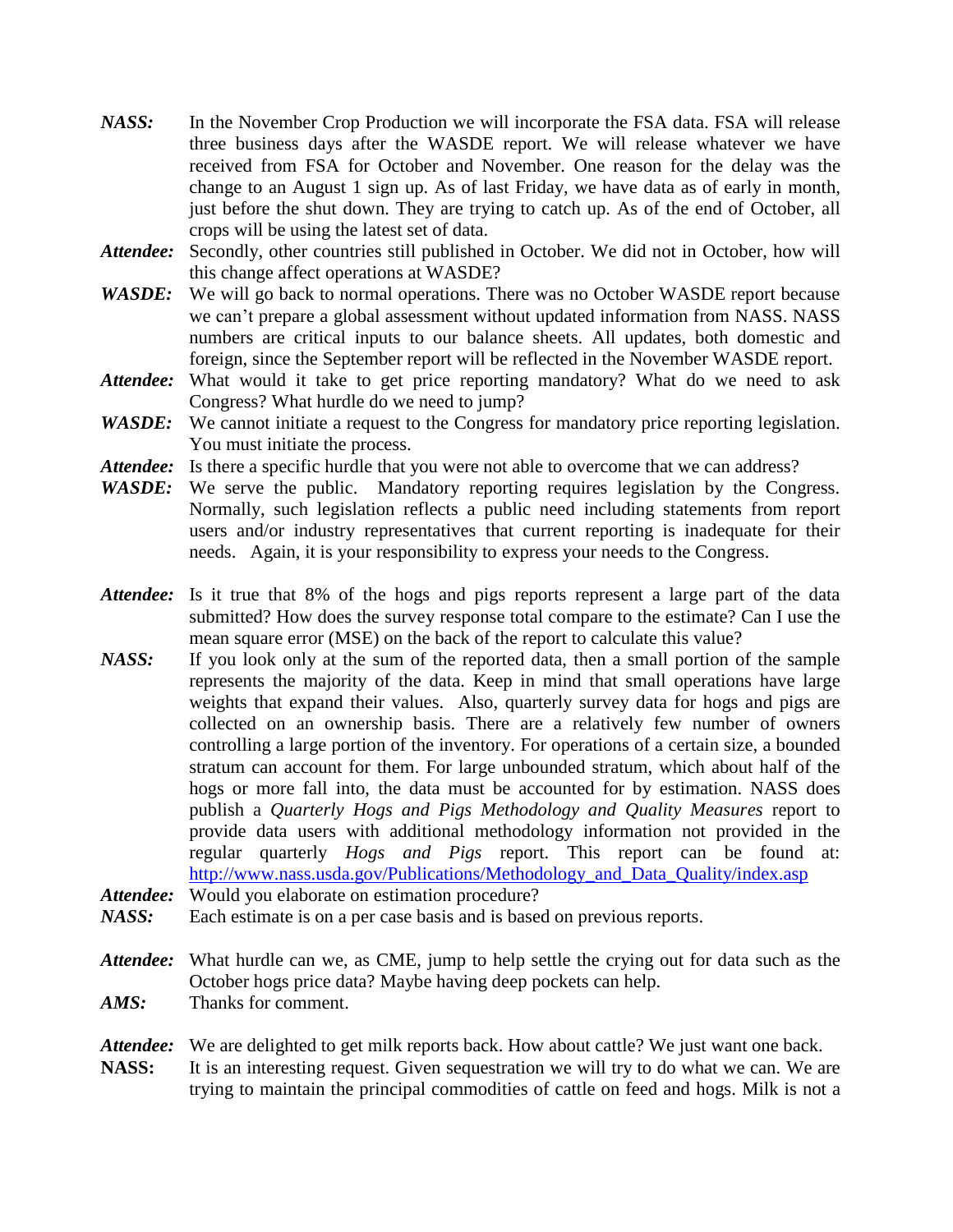***NASS:*** In the November Crop Production we will incorporate the FSA data. FSA will release three business days after the WASDE report. We will release whatever we have received from FSA for October and November. One reason for the delay was the change to an August 1 sign up. As of last Friday, we have data as of early in month, just before the shut down. They are trying to catch up. As of the end of October, all crops will be using the latest set of data.

***Attendee:*** Secondly, other countries still published in October. We did not in October, how will this change affect operations at WASDE?

***WASDE:*** We will go back to normal operations. There was no October WASDE report because we can't prepare a global assessment without updated information from NASS. NASS numbers are critical inputs to our balance sheets. All updates, both domestic and foreign, since the September report will be reflected in the November WASDE report.

***Attendee:*** What would it take to get price reporting mandatory? What do we need to ask Congress? What hurdle do we need to jump?

***WASDE:*** We cannot initiate a request to the Congress for mandatory price reporting legislation. You must initiate the process.

***Attendee:*** Is there a specific hurdle that you were not able to overcome that we can address?

***WASDE:*** We serve the public. Mandatory reporting requires legislation by the Congress. Normally, such legislation reflects a public need including statements from report users and/or industry representatives that current reporting is inadequate for their needs. Again, it is your responsibility to express your needs to the Congress.

***Attendee:*** Is it true that 8% of the hogs and pigs reports represent a large part of the data submitted? How does the survey response total compare to the estimate? Can I use the mean square error (MSE) on the back of the report to calculate this value?

***NASS:*** If you look only at the sum of the reported data, then a small portion of the sample represents the majority of the data. Keep in mind that small operations have large weights that expand their values. Also, quarterly survey data for hogs and pigs are collected on an ownership basis. There are a relatively few number of owners controlling a large portion of the inventory. For operations of a certain size, a bounded stratum can account for them. For large unbounded stratum, which about half of the hogs or more fall into, the data must be accounted for by estimation. NASS does publish a *Quarterly Hogs and Pigs Methodology and Quality Measures* report to provide data users with additional methodology information not provided in the regular quarterly *Hogs and Pigs* report. This report can be found at: http://www.nass.usda.gov/Publications/Methodology_and_Data_Quality/index.asp

***Attendee:*** Would you elaborate on estimation procedure?

***NASS:*** Each estimate is on a per case basis and is based on previous reports.

***Attendee:*** What hurdle can we, as CME, jump to help settle the crying out for data such as the October hogs price data? Maybe having deep pockets can help.

***AMS:*** Thanks for comment.

***Attendee:*** We are delighted to get milk reports back. How about cattle? We just want one back.

**NASS:** It is an interesting request. Given sequestration we will try to do what we can. We are trying to maintain the principal commodities of cattle on feed and hogs. Milk is not a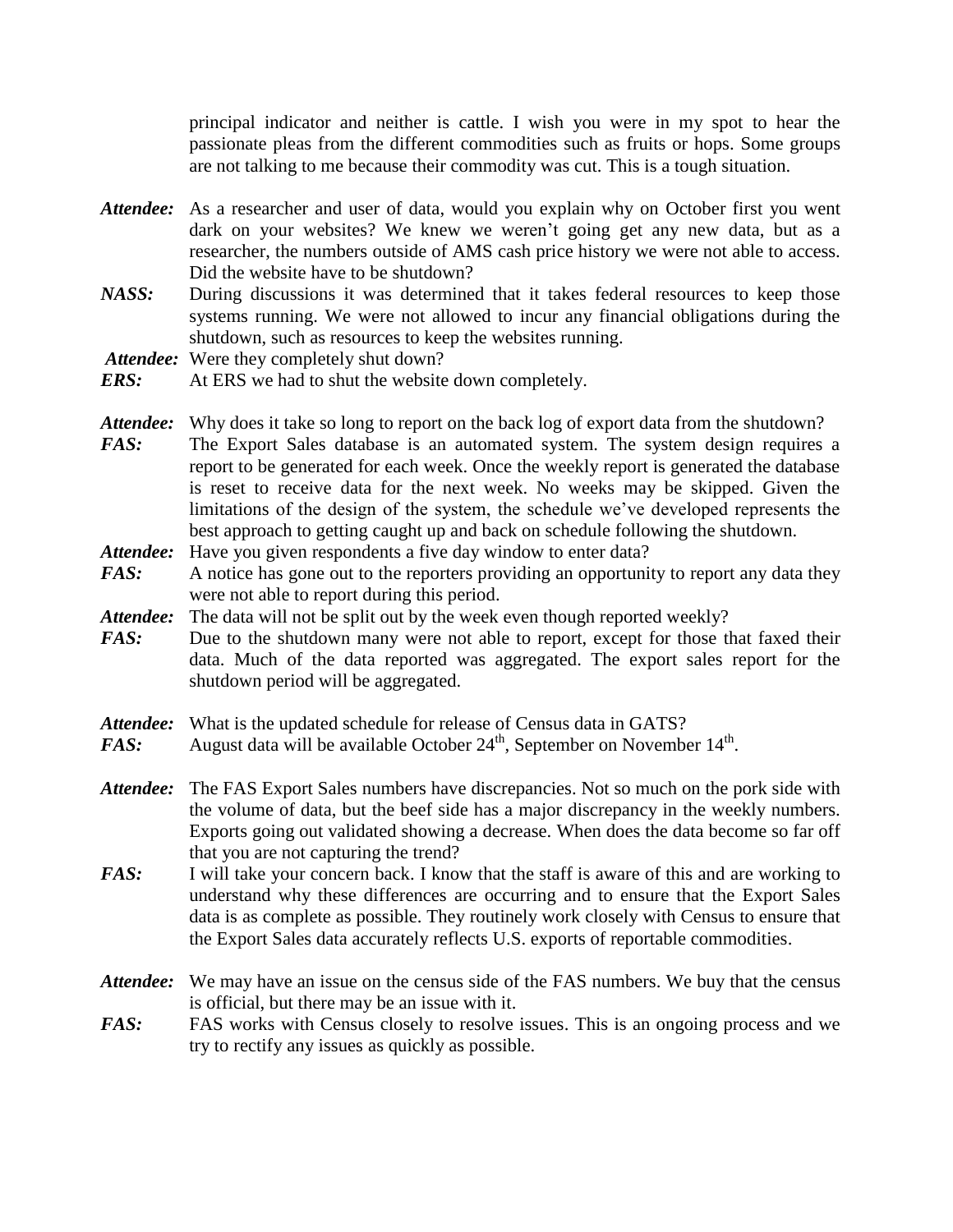principal indicator and neither is cattle. I wish you were in my spot to hear the passionate pleas from the different commodities such as fruits or hops. Some groups are not talking to me because their commodity was cut. This is a tough situation.

***Attendee:*** As a researcher and user of data, would you explain why on October first you went dark on your websites? We knew we weren't going get any new data, but as a researcher, the numbers outside of AMS cash price history we were not able to access. Did the website have to be shutdown?

***NASS:*** During discussions it was determined that it takes federal resources to keep those systems running. We were not allowed to incur any financial obligations during the shutdown, such as resources to keep the websites running.

***Attendee:*** Were they completely shut down?

***ERS:*** At ERS we had to shut the website down completely.

***Attendee:*** Why does it take so long to report on the back log of export data from the shutdown?

***FAS:*** The Export Sales database is an automated system. The system design requires a report to be generated for each week. Once the weekly report is generated the database is reset to receive data for the next week. No weeks may be skipped. Given the limitations of the design of the system, the schedule we've developed represents the best approach to getting caught up and back on schedule following the shutdown.

***Attendee:*** Have you given respondents a five day window to enter data?

***FAS:*** A notice has gone out to the reporters providing an opportunity to report any data they were not able to report during this period.

***Attendee:*** The data will not be split out by the week even though reported weekly?

***FAS:*** Due to the shutdown many were not able to report, except for those that faxed their data. Much of the data reported was aggregated. The export sales report for the shutdown period will be aggregated.

***Attendee:*** What is the updated schedule for release of Census data in GATS?

***FAS:*** August data will be available October 24th, September on November 14th.

***Attendee:*** The FAS Export Sales numbers have discrepancies. Not so much on the pork side with the volume of data, but the beef side has a major discrepancy in the weekly numbers. Exports going out validated showing a decrease. When does the data become so far off that you are not capturing the trend?

***FAS:*** I will take your concern back. I know that the staff is aware of this and are working to understand why these differences are occurring and to ensure that the Export Sales data is as complete as possible. They routinely work closely with Census to ensure that the Export Sales data accurately reflects U.S. exports of reportable commodities.

***Attendee:*** We may have an issue on the census side of the FAS numbers. We buy that the census is official, but there may be an issue with it.

***FAS:*** FAS works with Census closely to resolve issues. This is an ongoing process and we try to rectify any issues as quickly as possible.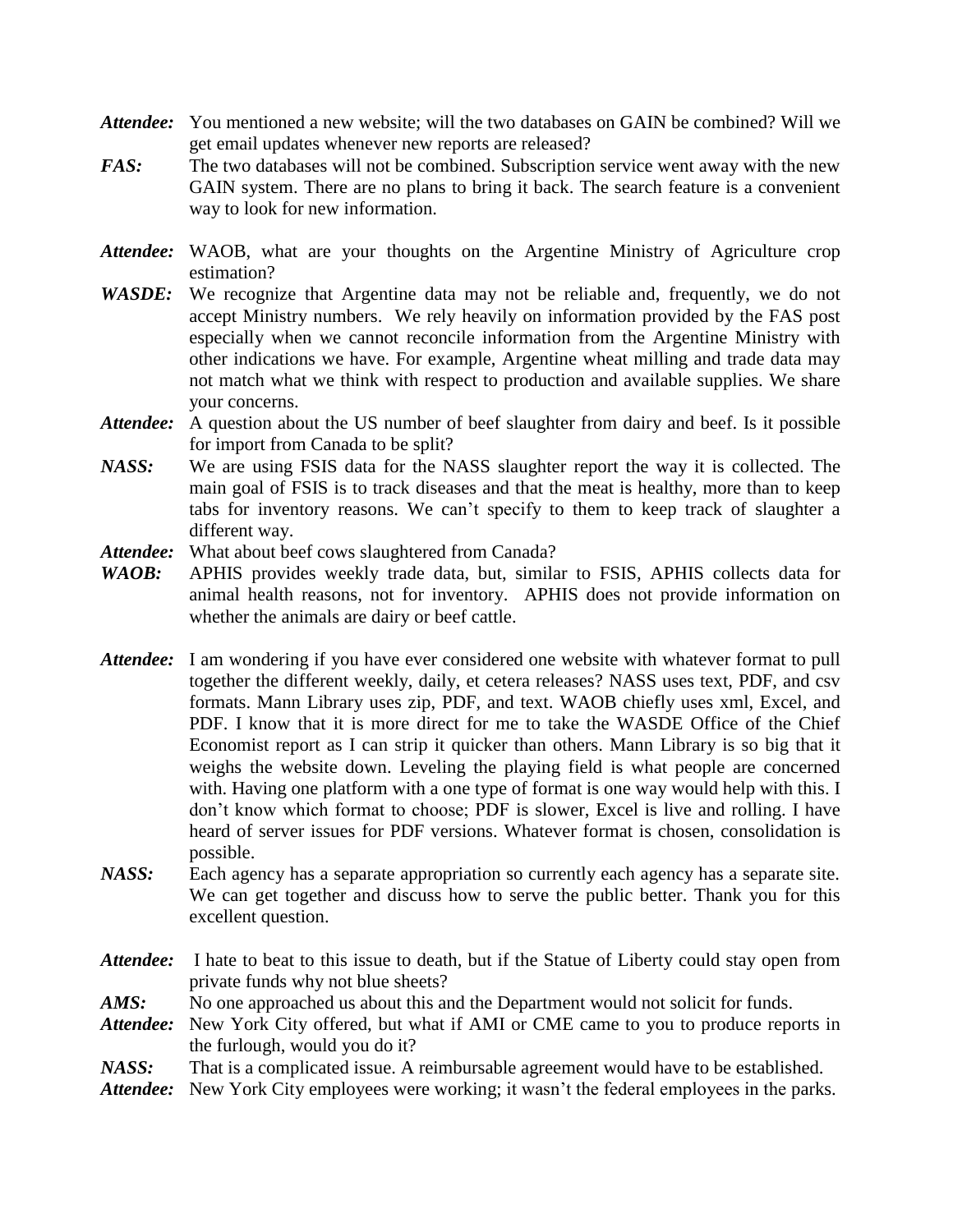***Attendee:*** You mentioned a new website; will the two databases on GAIN be combined? Will we get email updates whenever new reports are released?

***FAS:*** The two databases will not be combined. Subscription service went away with the new GAIN system. There are no plans to bring it back. The search feature is a convenient way to look for new information.

***Attendee:*** WAOB, what are your thoughts on the Argentine Ministry of Agriculture crop estimation?

***WASDE:*** We recognize that Argentine data may not be reliable and, frequently, we do not accept Ministry numbers. We rely heavily on information provided by the FAS post especially when we cannot reconcile information from the Argentine Ministry with other indications we have. For example, Argentine wheat milling and trade data may not match what we think with respect to production and available supplies. We share your concerns.

***Attendee:*** A question about the US number of beef slaughter from dairy and beef. Is it possible for import from Canada to be split?

***NASS:*** We are using FSIS data for the NASS slaughter report the way it is collected. The main goal of FSIS is to track diseases and that the meat is healthy, more than to keep tabs for inventory reasons. We can't specify to them to keep track of slaughter a different way.

***Attendee:*** What about beef cows slaughtered from Canada?

***WAOB:*** APHIS provides weekly trade data, but, similar to FSIS, APHIS collects data for animal health reasons, not for inventory. APHIS does not provide information on whether the animals are dairy or beef cattle.

***Attendee:*** I am wondering if you have ever considered one website with whatever format to pull together the different weekly, daily, et cetera releases? NASS uses text, PDF, and csv formats. Mann Library uses zip, PDF, and text. WAOB chiefly uses xml, Excel, and PDF. I know that it is more direct for me to take the WASDE Office of the Chief Economist report as I can strip it quicker than others. Mann Library is so big that it weighs the website down. Leveling the playing field is what people are concerned with. Having one platform with a one type of format is one way would help with this. I don't know which format to choose; PDF is slower, Excel is live and rolling. I have heard of server issues for PDF versions. Whatever format is chosen, consolidation is possible.

***NASS:*** Each agency has a separate appropriation so currently each agency has a separate site. We can get together and discuss how to serve the public better. Thank you for this excellent question.

***Attendee:*** I hate to beat to this issue to death, but if the Statue of Liberty could stay open from private funds why not blue sheets?

***AMS:*** No one approached us about this and the Department would not solicit for funds.

***Attendee:*** New York City offered, but what if AMI or CME came to you to produce reports in the furlough, would you do it?

***NASS:*** That is a complicated issue. A reimbursable agreement would have to be established.

***Attendee:*** New York City employees were working; it wasn't the federal employees in the parks.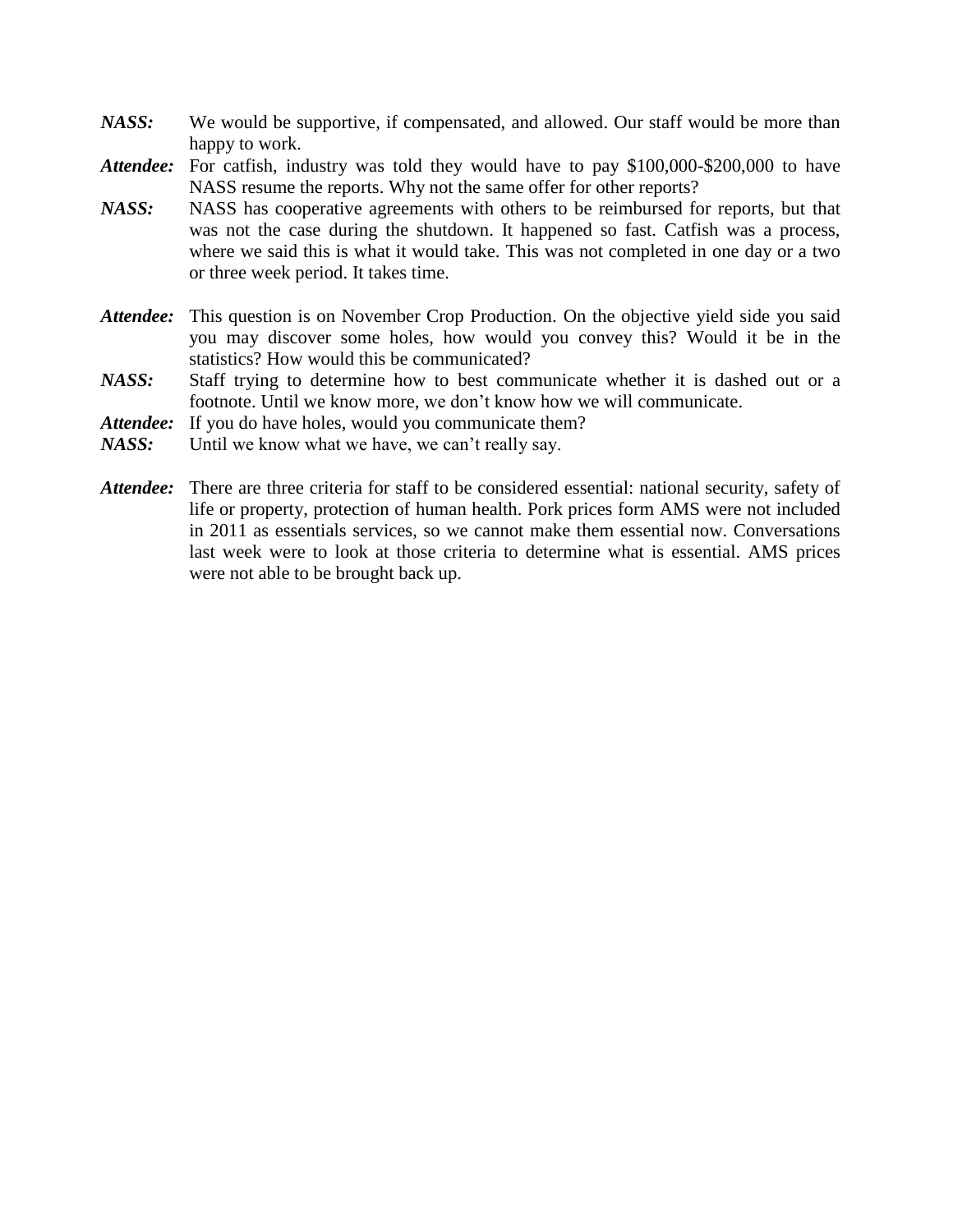***NASS:*** We would be supportive, if compensated, and allowed. Our staff would be more than happy to work.

***Attendee:*** For catfish, industry was told they would have to pay $100,000-$200,000 to have NASS resume the reports. Why not the same offer for other reports?

***NASS:*** NASS has cooperative agreements with others to be reimbursed for reports, but that was not the case during the shutdown. It happened so fast. Catfish was a process, where we said this is what it would take. This was not completed in one day or a two or three week period. It takes time.

***Attendee:*** This question is on November Crop Production. On the objective yield side you said you may discover some holes, how would you convey this? Would it be in the statistics? How would this be communicated?

***NASS:*** Staff trying to determine how to best communicate whether it is dashed out or a footnote. Until we know more, we don't know how we will communicate.

***Attendee:*** If you do have holes, would you communicate them?

***NASS:*** Until we know what we have, we can't really say.

***Attendee:*** There are three criteria for staff to be considered essential: national security, safety of life or property, protection of human health. Pork prices form AMS were not included in 2011 as essentials services, so we cannot make them essential now. Conversations last week were to look at those criteria to determine what is essential. AMS prices were not able to be brought back up.